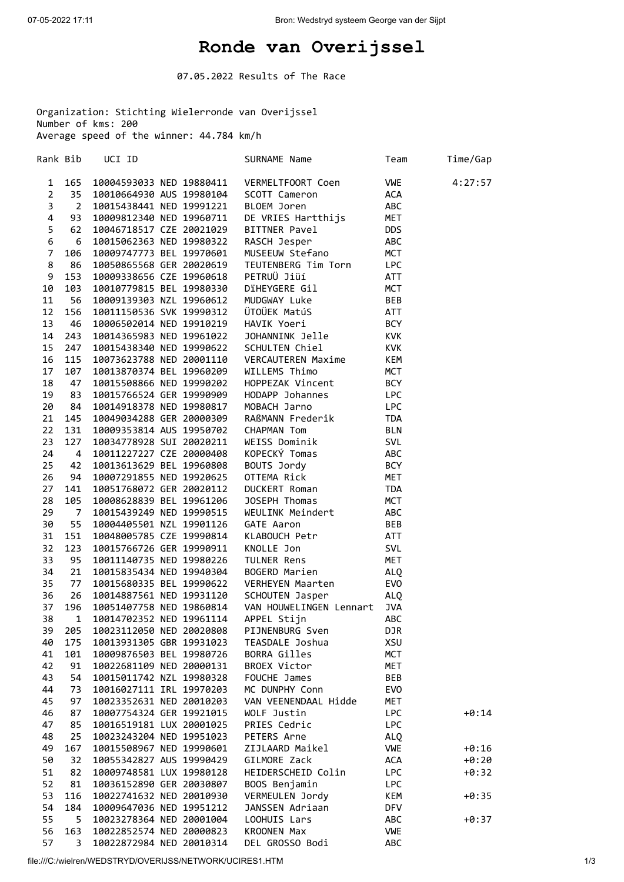# Ronde van Overijssel

07.05.2022 Results of The Race

Organization: Stichting Wielerronde van Overijssel
Number of kms: 200
Average speed of the winner: 44.784 km/h

| Rank | Bib | UCI ID | SURNAME Name | Team | Time/Gap |
|---|---|---|---|---|---|
| 1 | 165 | 10004593033 NED 19880411 | VERMELTFOORT Coen | VWE | 4:27:57 |
| 2 | 35 | 10010664930 AUS 19980104 | SCOTT Cameron | ACA | |
| 3 | 2 | 10015438441 NED 19991221 | BLOEM Joren | ABC | |
| 4 | 93 | 10009812340 NED 19960711 | DE VRIES Hartthijs | MET | |
| 5 | 62 | 10046718517 CZE 20021029 | BITTNER Pavel | DDS | |
| 6 | 6 | 10015062363 NED 19980322 | RASCH Jesper | ABC | |
| 7 | 106 | 10009747773 BEL 19970601 | MUSEEUW Stefano | MCT | |
| 8 | 86 | 10050865568 GER 20020619 | TEUTENBERG Tim Torn | LPC | |
| 9 | 153 | 10009338656 CZE 19960618 | PETRUÜ Jiüí | ATT | |
| 10 | 103 | 10010779815 BEL 19980330 | DïHEYGERE Gil | MCT | |
| 11 | 56 | 10009139303 NZL 19960612 | MUDGWAY Luke | BEB | |
| 12 | 156 | 10011150536 SVK 19990312 | ÜTOÜEK MatúS | ATT | |
| 13 | 46 | 10006502014 NED 19910219 | HAVIK Yoeri | BCY | |
| 14 | 243 | 10014365983 NED 19961022 | JOHANNINK Jelle | KVK | |
| 15 | 247 | 10015438340 NED 19990622 | SCHULTEN Chiel | KVK | |
| 16 | 115 | 10073623788 NED 20001110 | VERCAUTEREN Maxime | KEM | |
| 17 | 107 | 10013870374 BEL 19960209 | WILLEMS Thimo | MCT | |
| 18 | 47 | 10015508866 NED 19990202 | HOPPEZAK Vincent | BCY | |
| 19 | 83 | 10015766524 GER 19990909 | HODAPP Johannes | LPC | |
| 20 | 84 | 10014918378 NED 19980817 | MOBACH Jarno | LPC | |
| 21 | 145 | 10049034288 GER 20000309 | RAßMANN Frederik | TDA | |
| 22 | 131 | 10009353814 AUS 19950702 | CHAPMAN Tom | BLN | |
| 23 | 127 | 10034778928 SUI 20020211 | WEISS Dominik | SVL | |
| 24 | 4 | 10011227227 CZE 20000408 | KOPECKÝ Tomas | ABC | |
| 25 | 42 | 10013613629 BEL 19960808 | BOUTS Jordy | BCY | |
| 26 | 94 | 10007291855 NED 19920625 | OTTEMA Rick | MET | |
| 27 | 141 | 10051768072 GER 20020112 | DUCKERT Roman | TDA | |
| 28 | 105 | 10008628839 BEL 19961206 | JOSEPH Thomas | MCT | |
| 29 | 7 | 10015439249 NED 19990515 | WEULINK Meindert | ABC | |
| 30 | 55 | 10004405501 NZL 19901126 | GATE Aaron | BEB | |
| 31 | 151 | 10048005785 CZE 19990814 | KLABOUCH Petr | ATT | |
| 32 | 123 | 10015766726 GER 19990911 | KNOLLE Jon | SVL | |
| 33 | 95 | 10011140735 NED 19980226 | TULNER Rens | MET | |
| 34 | 21 | 10015835434 NED 19940304 | BOGERD Marien | ALQ | |
| 35 | 77 | 10015680335 BEL 19990622 | VERHEYEN Maarten | EVO | |
| 36 | 26 | 10014887561 NED 19931120 | SCHOUTEN Jasper | ALQ | |
| 37 | 196 | 10051407758 NED 19860814 | VAN HOUWELINGEN Lennart | JVA | |
| 38 | 1 | 10014702352 NED 19961114 | APPEL Stijn | ABC | |
| 39 | 205 | 10023112050 NED 20020808 | PIJNENBURG Sven | DJR | |
| 40 | 175 | 10013931305 GBR 19931023 | TEASDALE Joshua | XSU | |
| 41 | 101 | 10009876503 BEL 19980726 | BORRA Gilles | MCT | |
| 42 | 91 | 10022681109 NED 20000131 | BROEX Victor | MET | |
| 43 | 54 | 10015011742 NZL 19980328 | FOUCHE James | BEB | |
| 44 | 73 | 10016027111 IRL 19970203 | MC DUNPHY Conn | EVO | |
| 45 | 97 | 10023352631 NED 20010203 | VAN VEENENDAAL Hidde | MET | |
| 46 | 87 | 10007754324 GER 19921015 | WOLF Justin | LPC | +0:14 |
| 47 | 85 | 10016519181 LUX 20001025 | PRIES Cedric | LPC | |
| 48 | 25 | 10023243204 NED 19951023 | PETERS Arne | ALQ | |
| 49 | 167 | 10015508967 NED 19990601 | ZIJLAARD Maikel | VWE | +0:16 |
| 50 | 32 | 10055342827 AUS 19990429 | GILMORE Zack | ACA | +0:20 |
| 51 | 82 | 10009748581 LUX 19980128 | HEIDERSCHEID Colin | LPC | +0:32 |
| 52 | 81 | 10036152890 GER 20030807 | BOOS Benjamin | LPC | |
| 53 | 116 | 10022741632 NED 20010930 | VERMEULEN Jordy | KEM | +0:35 |
| 54 | 184 | 10009647036 NED 19951212 | JANSSEN Adriaan | DFV | |
| 55 | 5 | 10023278364 NED 20001004 | LOOHUIS Lars | ABC | +0:37 |
| 56 | 163 | 10022852574 NED 20000823 | KROONEN Max | VWE | |
| 57 | 3 | 10022872984 NED 20010314 | DEL GROSSO Bodi | ABC | |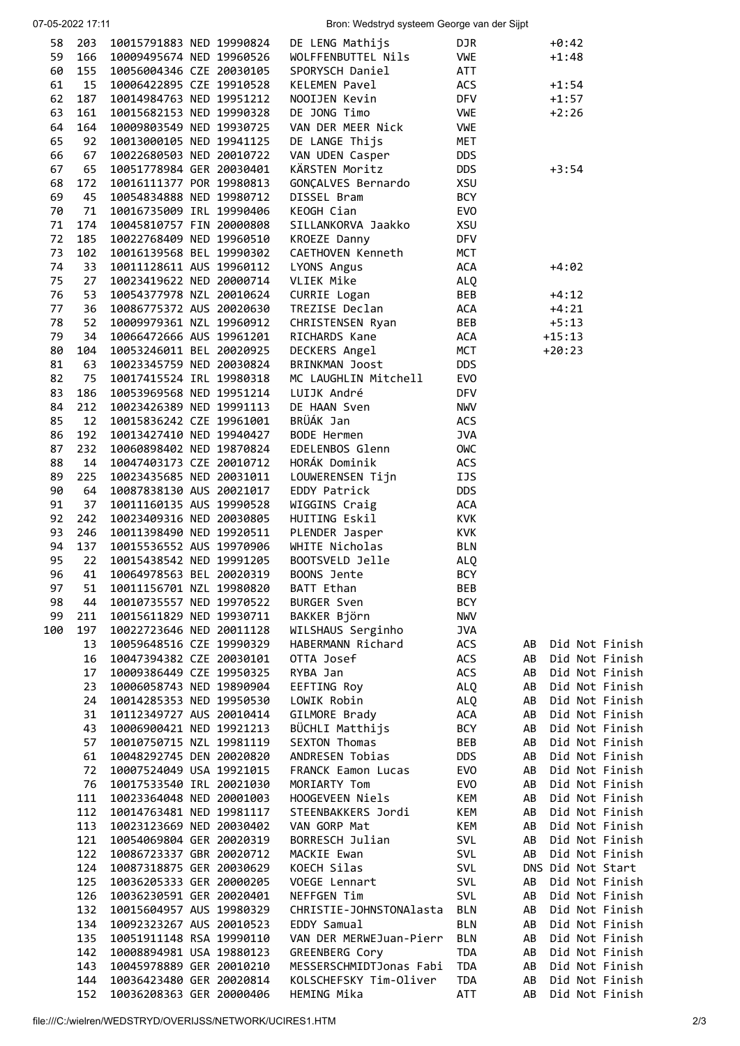| Pos | Nr | UCI ID | Nat | Geb. | Naam | Team | | Tijd |
|---|---|---|---|---|---|---|---|---|
| 58 | 203 | 10015791883 | NED | 19990824 | DE LENG Mathijs | DJR | | +0:42 |
| 59 | 166 | 10009495674 | NED | 19960526 | WOLFFENBUTTEL Nils | VWE | | +1:48 |
| 60 | 155 | 10056004346 | CZE | 20030105 | SPORYSCH Daniel | ATT | | |
| 61 | 15 | 10006422895 | CZE | 19910528 | KELEMEN Pavel | ACS | | +1:54 |
| 62 | 187 | 10014984763 | NED | 19951212 | NOOIJEN Kevin | DFV | | +1:57 |
| 63 | 161 | 10015682153 | NED | 19990328 | DE JONG Timo | VWE | | +2:26 |
| 64 | 164 | 10009803549 | NED | 19930725 | VAN DER MEER Nick | VWE | | |
| 65 | 92 | 10013000105 | NED | 19941125 | DE LANGE Thijs | MET | | |
| 66 | 67 | 10022680503 | NED | 20010722 | VAN UDEN Casper | DDS | | |
| 67 | 65 | 10051778984 | GER | 20030401 | KÄRSTEN Moritz | DDS | | +3:54 |
| 68 | 172 | 10016111377 | POR | 19980813 | GONÇALVES Bernardo | XSU | | |
| 69 | 45 | 10054834888 | NED | 19980712 | DISSEL Bram | BCY | | |
| 70 | 71 | 10016735009 | IRL | 19990406 | KEOGH Cian | EVO | | |
| 71 | 174 | 10045810757 | FIN | 20000808 | SILLANKORVA Jaakko | XSU | | |
| 72 | 185 | 10022768409 | NED | 19960510 | KROEZE Danny | DFV | | |
| 73 | 102 | 10016139568 | BEL | 19990302 | CAETHOVEN Kenneth | MCT | | |
| 74 | 33 | 10011128611 | AUS | 19960112 | LYONS Angus | ACA | | +4:02 |
| 75 | 27 | 10023419622 | NED | 20000714 | VLIEK Mike | ALQ | | |
| 76 | 53 | 10054377978 | NZL | 20010624 | CURRIE Logan | BEB | | +4:12 |
| 77 | 36 | 10086775372 | AUS | 20020630 | TREZISE Declan | ACA | | +4:21 |
| 78 | 52 | 10009979361 | NZL | 19960912 | CHRISTENSEN Ryan | BEB | | +5:13 |
| 79 | 34 | 10066472666 | AUS | 19961201 | RICHARDS Kane | ACA | | +15:13 |
| 80 | 104 | 10053246011 | BEL | 20020925 | DECKERS Angel | MCT | | +20:23 |
| 81 | 63 | 10023345759 | NED | 20030824 | BRINKMAN Joost | DDS | | |
| 82 | 75 | 10017415524 | IRL | 19980318 | MC LAUGHLIN Mitchell | EVO | | |
| 83 | 186 | 10053969568 | NED | 19951214 | LUIJK André | DFV | | |
| 84 | 212 | 10023426389 | NED | 19991113 | DE HAAN Sven | NWV | | |
| 85 | 12 | 10015836242 | CZE | 19961001 | BRÜÁK Jan | ACS | | |
| 86 | 192 | 10013427410 | NED | 19940427 | BODE Hermen | JVA | | |
| 87 | 232 | 10060898402 | NED | 19870824 | EDELENBOS Glenn | OWC | | |
| 88 | 14 | 10047403173 | CZE | 20010712 | HORÁK Dominik | ACS | | |
| 89 | 225 | 10023435685 | NED | 20031011 | LOUWERENSEN Tijn | IJS | | |
| 90 | 64 | 10087838130 | AUS | 20021017 | EDDY Patrick | DDS | | |
| 91 | 37 | 10011160135 | AUS | 19990528 | WIGGINS Craig | ACA | | |
| 92 | 242 | 10023409316 | NED | 20030805 | HUITING Eskil | KVK | | |
| 93 | 246 | 10011398490 | NED | 19920511 | PLENDER Jasper | KVK | | |
| 94 | 137 | 10015536552 | AUS | 19970906 | WHITE Nicholas | BLN | | |
| 95 | 22 | 10015438542 | NED | 19991205 | BOOTSVELD Jelle | ALQ | | |
| 96 | 41 | 10064978563 | BEL | 20020319 | BOONS Jente | BCY | | |
| 97 | 51 | 10011156701 | NZL | 19980820 | BATT Ethan | BEB | | |
| 98 | 44 | 10010735557 | NED | 19970522 | BURGER Sven | BCY | | |
| 99 | 211 | 10015611829 | NED | 19930711 | BAKKER Björn | NWV | | |
| 100 | 197 | 10022723646 | NED | 20011128 | WILSHAUS Serginho | JVA | | |
| | 13 | 10059648516 | CZE | 19990329 | HABERMANN Richard | ACS | AB | Did Not Finish |
| | 16 | 10047394382 | CZE | 20030101 | OTTA Josef | ACS | AB | Did Not Finish |
| | 17 | 10009386449 | CZE | 19950325 | RYBA Jan | ACS | AB | Did Not Finish |
| | 23 | 10006058743 | NED | 19890904 | EEFTING Roy | ALQ | AB | Did Not Finish |
| | 24 | 10014285353 | NED | 19950530 | LOWIK Robin | ALQ | AB | Did Not Finish |
| | 31 | 10112349727 | AUS | 20010414 | GILMORE Brady | ACA | AB | Did Not Finish |
| | 43 | 10006900421 | NED | 19921213 | BÜCHLI Matthijs | BCY | AB | Did Not Finish |
| | 57 | 10010750715 | NZL | 19981119 | SEXTON Thomas | BEB | AB | Did Not Finish |
| | 61 | 10048292745 | DEN | 20020820 | ANDRESEN Tobias | DDS | AB | Did Not Finish |
| | 72 | 10007524049 | USA | 19921015 | FRANCK Eamon Lucas | EVO | AB | Did Not Finish |
| | 76 | 10017533540 | IRL | 20021030 | MORIARTY Tom | EVO | AB | Did Not Finish |
| | 111 | 10023364048 | NED | 20001003 | HOOGEVEEN Niels | KEM | AB | Did Not Finish |
| | 112 | 10014763481 | NED | 19981117 | STEENBAKKERS Jordi | KEM | AB | Did Not Finish |
| | 113 | 10023123669 | NED | 20030402 | VAN GORP Mat | KEM | AB | Did Not Finish |
| | 121 | 10054069804 | GER | 20020319 | BORRESCH Julian | SVL | AB | Did Not Finish |
| | 122 | 10086723337 | GBR | 20020712 | MACKIE Ewan | SVL | AB | Did Not Finish |
| | 124 | 10087318875 | GER | 20030629 | KOECH Silas | SVL | DNS | Did Not Start |
| | 125 | 10036205333 | GER | 20000205 | VOEGE Lennart | SVL | AB | Did Not Finish |
| | 126 | 10036230591 | GER | 20020401 | NEFFGEN Tim | SVL | AB | Did Not Finish |
| | 132 | 10015604957 | AUS | 19980329 | CHRISTIE-JOHNSTONAlasta | BLN | AB | Did Not Finish |
| | 134 | 10092323267 | AUS | 20010523 | EDDY Samual | BLN | AB | Did Not Finish |
| | 135 | 10051911148 | RSA | 19990110 | VAN DER MERWEJuan-Pierr | BLN | AB | Did Not Finish |
| | 142 | 10008894981 | USA | 19880123 | GREENBERG Cory | TDA | AB | Did Not Finish |
| | 143 | 10045978889 | GER | 20010210 | MESSERSCHMIDTJonas Fabi | TDA | AB | Did Not Finish |
| | 144 | 10036423480 | GER | 20020814 | KOLSCHEFSKY Tim-Oliver | TDA | AB | Did Not Finish |
| | 152 | 10036208363 | GER | 20000406 | HEMING Mika | ATT | AB | Did Not Finish |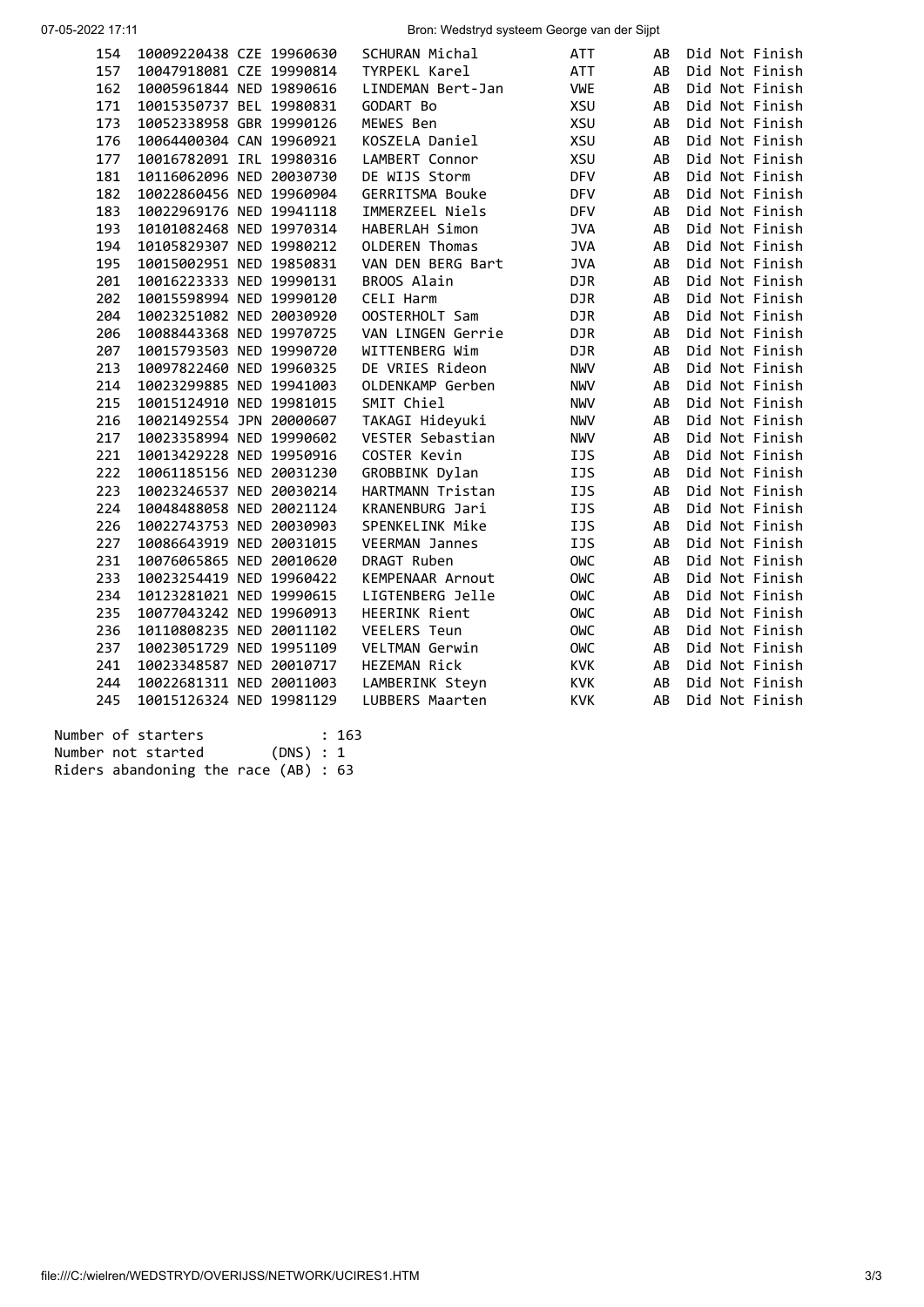| | | | | | | | |
|---|---|---|---|---|---|---|---|
| 154 | 10009220438 | CZE | 19960630 | SCHURAN Michal | ATT | AB | Did Not Finish |
| 157 | 10047918081 | CZE | 19990814 | TYRPEKL Karel | ATT | AB | Did Not Finish |
| 162 | 10005961844 | NED | 19890616 | LINDEMAN Bert-Jan | VWE | AB | Did Not Finish |
| 171 | 10015350737 | BEL | 19980831 | GODART Bo | XSU | AB | Did Not Finish |
| 173 | 10052338958 | GBR | 19990126 | MEWES Ben | XSU | AB | Did Not Finish |
| 176 | 10064400304 | CAN | 19960921 | KOSZELA Daniel | XSU | AB | Did Not Finish |
| 177 | 10016782091 | IRL | 19980316 | LAMBERT Connor | XSU | AB | Did Not Finish |
| 181 | 10116062096 | NED | 20030730 | DE WIJS Storm | DFV | AB | Did Not Finish |
| 182 | 10022860456 | NED | 19960904 | GERRITSMA Bouke | DFV | AB | Did Not Finish |
| 183 | 10022969176 | NED | 19941118 | IMMERZEEL Niels | DFV | AB | Did Not Finish |
| 193 | 10101082468 | NED | 19970314 | HABERLAH Simon | JVA | AB | Did Not Finish |
| 194 | 10105829307 | NED | 19980212 | OLDEREN Thomas | JVA | AB | Did Not Finish |
| 195 | 10015002951 | NED | 19850831 | VAN DEN BERG Bart | JVA | AB | Did Not Finish |
| 201 | 10016223333 | NED | 19990131 | BROOS Alain | DJR | AB | Did Not Finish |
| 202 | 10015598994 | NED | 19990120 | CELI Harm | DJR | AB | Did Not Finish |
| 204 | 10023251082 | NED | 20030920 | OOSTERHOLT Sam | DJR | AB | Did Not Finish |
| 206 | 10088443368 | NED | 19970725 | VAN LINGEN Gerrie | DJR | AB | Did Not Finish |
| 207 | 10015793503 | NED | 19990720 | WITTENBERG Wim | DJR | AB | Did Not Finish |
| 213 | 10097822460 | NED | 19960325 | DE VRIES Rideon | NWV | AB | Did Not Finish |
| 214 | 10023299885 | NED | 19941003 | OLDENKAMP Gerben | NWV | AB | Did Not Finish |
| 215 | 10015124910 | NED | 19981015 | SMIT Chiel | NWV | AB | Did Not Finish |
| 216 | 10021492554 | JPN | 20000607 | TAKAGI Hideyuki | NWV | AB | Did Not Finish |
| 217 | 10023358994 | NED | 19990602 | VESTER Sebastian | NWV | AB | Did Not Finish |
| 221 | 10013429228 | NED | 19950916 | COSTER Kevin | IJS | AB | Did Not Finish |
| 222 | 10061185156 | NED | 20031230 | GROBBINK Dylan | IJS | AB | Did Not Finish |
| 223 | 10023246537 | NED | 20030214 | HARTMANN Tristan | IJS | AB | Did Not Finish |
| 224 | 10048488058 | NED | 20021124 | KRANENBURG Jari | IJS | AB | Did Not Finish |
| 226 | 10022743753 | NED | 20030903 | SPENKELINK Mike | IJS | AB | Did Not Finish |
| 227 | 10086643919 | NED | 20031015 | VEERMAN Jannes | IJS | AB | Did Not Finish |
| 231 | 10076065865 | NED | 20010620 | DRAGT Ruben | OWC | AB | Did Not Finish |
| 233 | 10023254419 | NED | 19960422 | KEMPENAAR Arnout | OWC | AB | Did Not Finish |
| 234 | 10123281021 | NED | 19990615 | LIGTENBERG Jelle | OWC | AB | Did Not Finish |
| 235 | 10077043242 | NED | 19960913 | HEERINK Rient | OWC | AB | Did Not Finish |
| 236 | 10110808235 | NED | 20011102 | VEELERS Teun | OWC | AB | Did Not Finish |
| 237 | 10023051729 | NED | 19951109 | VELTMAN Gerwin | OWC | AB | Did Not Finish |
| 241 | 10023348587 | NED | 20010717 | HEZEMAN Rick | KVK | AB | Did Not Finish |
| 244 | 10022681311 | NED | 20011003 | LAMBERINK Steyn | KVK | AB | Did Not Finish |
| 245 | 10015126324 | NED | 19981129 | LUBBERS Maarten | KVK | AB | Did Not Finish |

Number of starters : 163
Number not started (DNS) : 1
Riders abandoning the race (AB) : 63